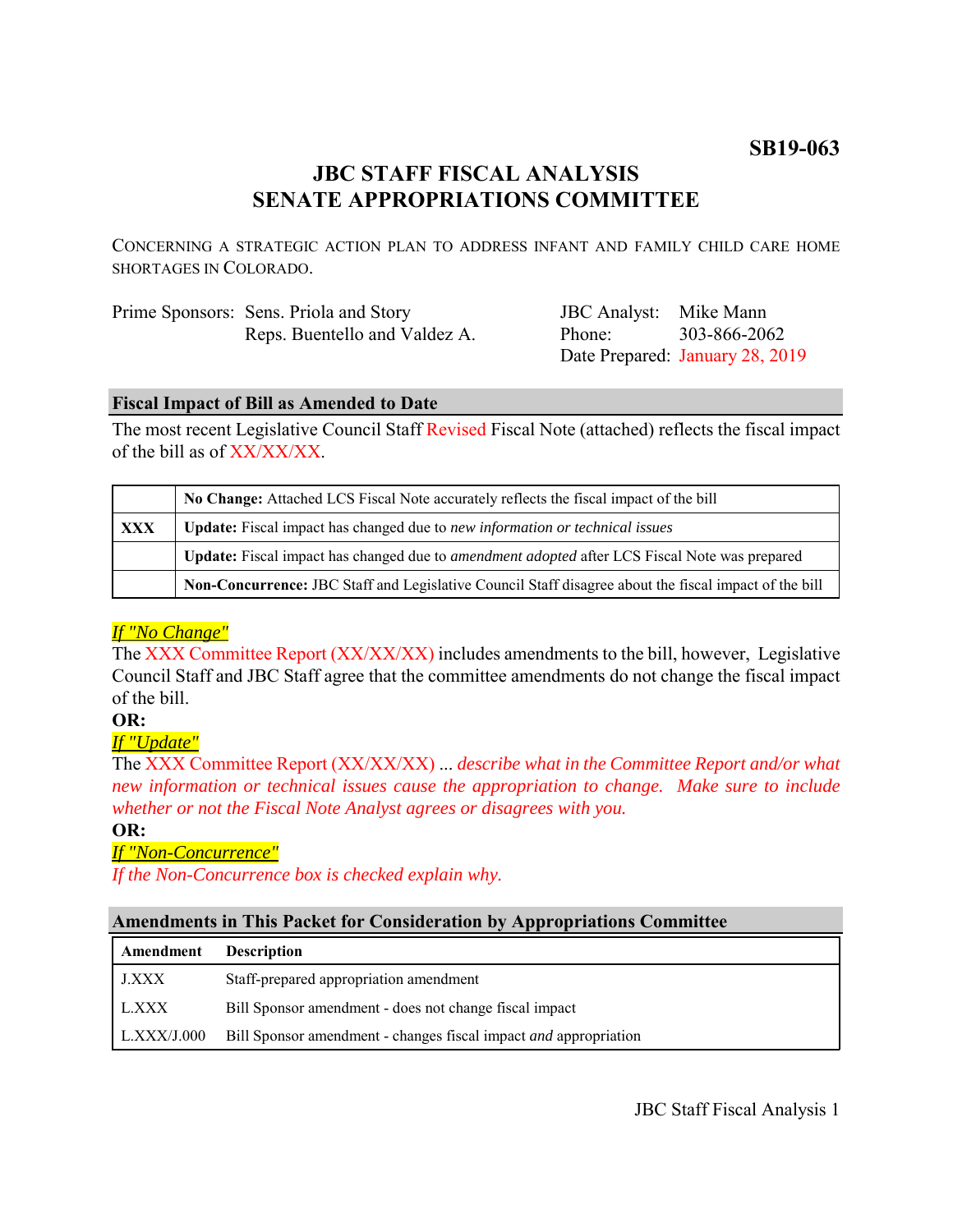**SB19-063**

# JBC STAFF FISCAL ANALYSIS
# SENATE APPROPRIATIONS COMMITTEE

CONCERNING A STRATEGIC ACTION PLAN TO ADDRESS INFANT AND FAMILY CHILD CARE HOME SHORTAGES IN COLORADO.

| | | | |
|---|---|---|---|
| Prime Sponsors: | Sens. Priola and Story<br>Reps. Buentello and Valdez A. | JBC Analyst:<br>Phone:<br>Date Prepared: | Mike Mann<br>303-866-2062<br>January 28, 2019 |

## Fiscal Impact of Bill as Amended to Date

The most recent Legislative Council Staff Revised Fiscal Note (attached) reflects the fiscal impact of the bill as of XX/XX/XX.

| | |
|---|---|
| | **No Change:** Attached LCS Fiscal Note accurately reflects the fiscal impact of the bill |
| **XXX** | **Update:** Fiscal impact has changed due to *new information or technical issues* |
| | **Update:** Fiscal impact has changed due to *amendment adopted* after LCS Fiscal Note was prepared |
| | **Non-Concurrence:** JBC Staff and Legislative Council Staff disagree about the fiscal impact of the bill |

*If "No Change"*

The XXX Committee Report (XX/XX/XX) includes amendments to the bill, however, Legislative Council Staff and JBC Staff agree that the committee amendments do not change the fiscal impact of the bill.

**OR:**

*If "Update"*

The XXX Committee Report (XX/XX/XX) ... *describe what in the Committee Report and/or what new information or technical issues cause the appropriation to change. Make sure to include whether or not the Fiscal Note Analyst agrees or disagrees with you.*

**OR:**

*If "Non-Concurrence"*

*If the Non-Concurrence box is checked explain why.*

## Amendments in This Packet for Consideration by Appropriations Committee

| Amendment | Description |
|---|---|
| J.XXX | Staff-prepared appropriation amendment |
| L.XXX | Bill Sponsor amendment - does not change fiscal impact |
| L.XXX/J.000 | Bill Sponsor amendment - changes fiscal impact *and* appropriation |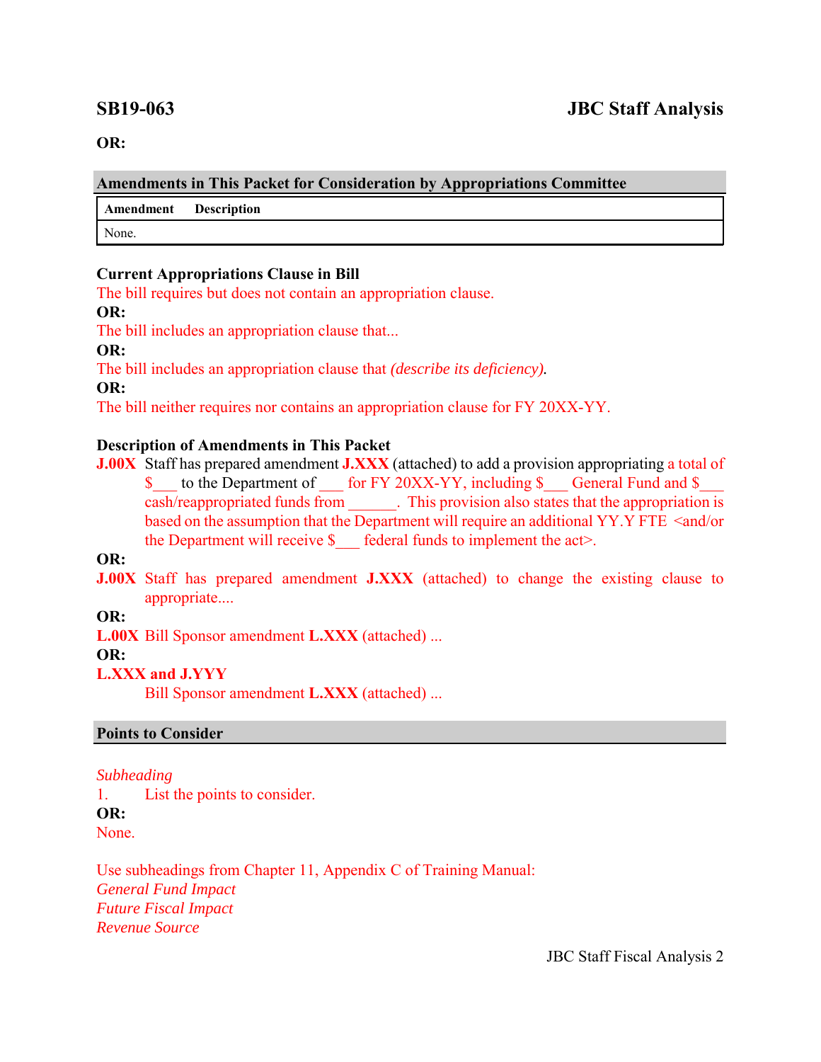**SB19-063** **JBC Staff Analysis**

**OR:**

## Amendments in This Packet for Consideration by Appropriations Committee

| Amendment | Description |
|---|---|
| None. | |

**Current Appropriations Clause in Bill**

The bill requires but does not contain an appropriation clause.

**OR:**

The bill includes an appropriation clause that...

**OR:**

The bill includes an appropriation clause that *(describe its deficiency).*

**OR:**

The bill neither requires nor contains an appropriation clause for FY 20XX-YY.

**Description of Amendments in This Packet**

**J.00X** Staff has prepared amendment **J.XXX** (attached) to add a provision appropriating a total of $___ to the Department of ___ for FY 20XX-YY, including $___ General Fund and $___ cash/reappropriated funds from ______. This provision also states that the appropriation is based on the assumption that the Department will require an additional YY.Y FTE <and/or the Department will receive $___ federal funds to implement the act>.

**OR:**

**J.00X** Staff has prepared amendment **J.XXX** (attached) to change the existing clause to appropriate....

**OR:**

**L.00X** Bill Sponsor amendment **L.XXX** (attached) ...

**OR:**

**L.XXX and J.YYY**

Bill Sponsor amendment **L.XXX** (attached) ...

## Points to Consider

*Subheading*

1. List the points to consider.

**OR:**

None.

Use subheadings from Chapter 11, Appendix C of Training Manual:

*General Fund Impact*

*Future Fiscal Impact*

*Revenue Source*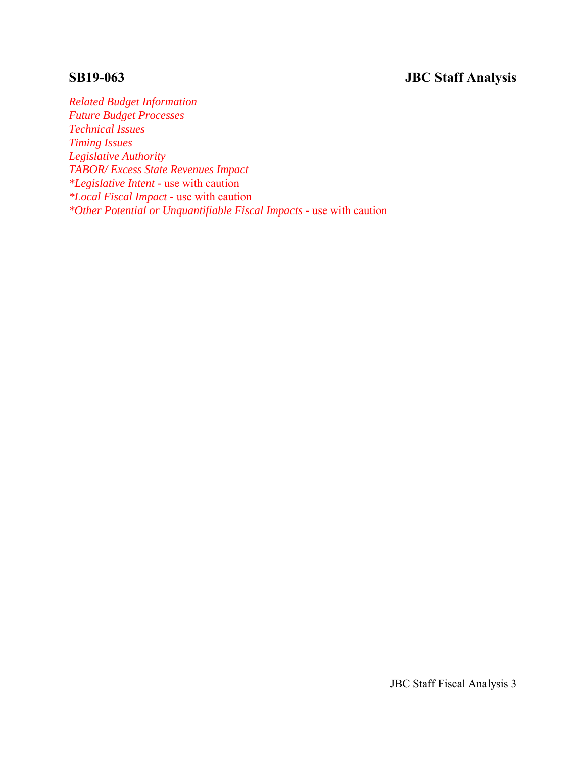**SB19-063** **JBC Staff Analysis**

*Related Budget Information*
*Future Budget Processes*
*Technical Issues*
*Timing Issues*
*Legislative Authority*
*TABOR/ Excess State Revenues Impact*
*\*Legislative Intent* - use with caution
*\*Local Fiscal Impact* - use with caution
*\*Other Potential or Unquantifiable Fiscal Impacts* - use with caution